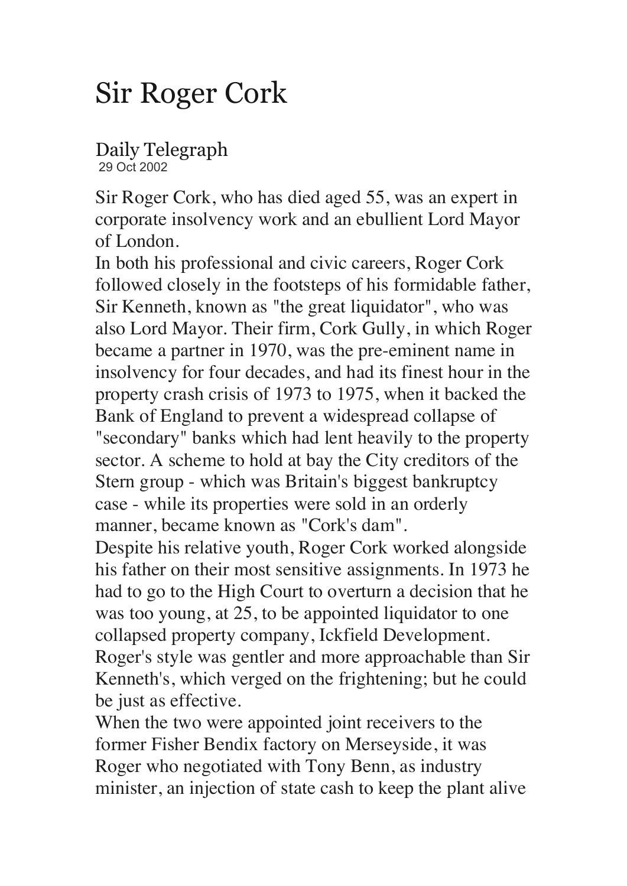# Sir Roger Cork

Daily Telegraph
29 Oct 2002

Sir Roger Cork, who has died aged 55, was an expert in corporate insolvency work and an ebullient Lord Mayor of London.

In both his professional and civic careers, Roger Cork followed closely in the footsteps of his formidable father, Sir Kenneth, known as "the great liquidator", who was also Lord Mayor. Their firm, Cork Gully, in which Roger became a partner in 1970, was the pre-eminent name in insolvency for four decades, and had its finest hour in the property crash crisis of 1973 to 1975, when it backed the Bank of England to prevent a widespread collapse of "secondary" banks which had lent heavily to the property sector. A scheme to hold at bay the City creditors of the Stern group - which was Britain's biggest bankruptcy case - while its properties were sold in an orderly manner, became known as "Cork's dam".

Despite his relative youth, Roger Cork worked alongside his father on their most sensitive assignments. In 1973 he had to go to the High Court to overturn a decision that he was too young, at 25, to be appointed liquidator to one collapsed property company, Ickfield Development.

Roger's style was gentler and more approachable than Sir Kenneth's, which verged on the frightening; but he could be just as effective.

When the two were appointed joint receivers to the former Fisher Bendix factory on Merseyside, it was Roger who negotiated with Tony Benn, as industry minister, an injection of state cash to keep the plant alive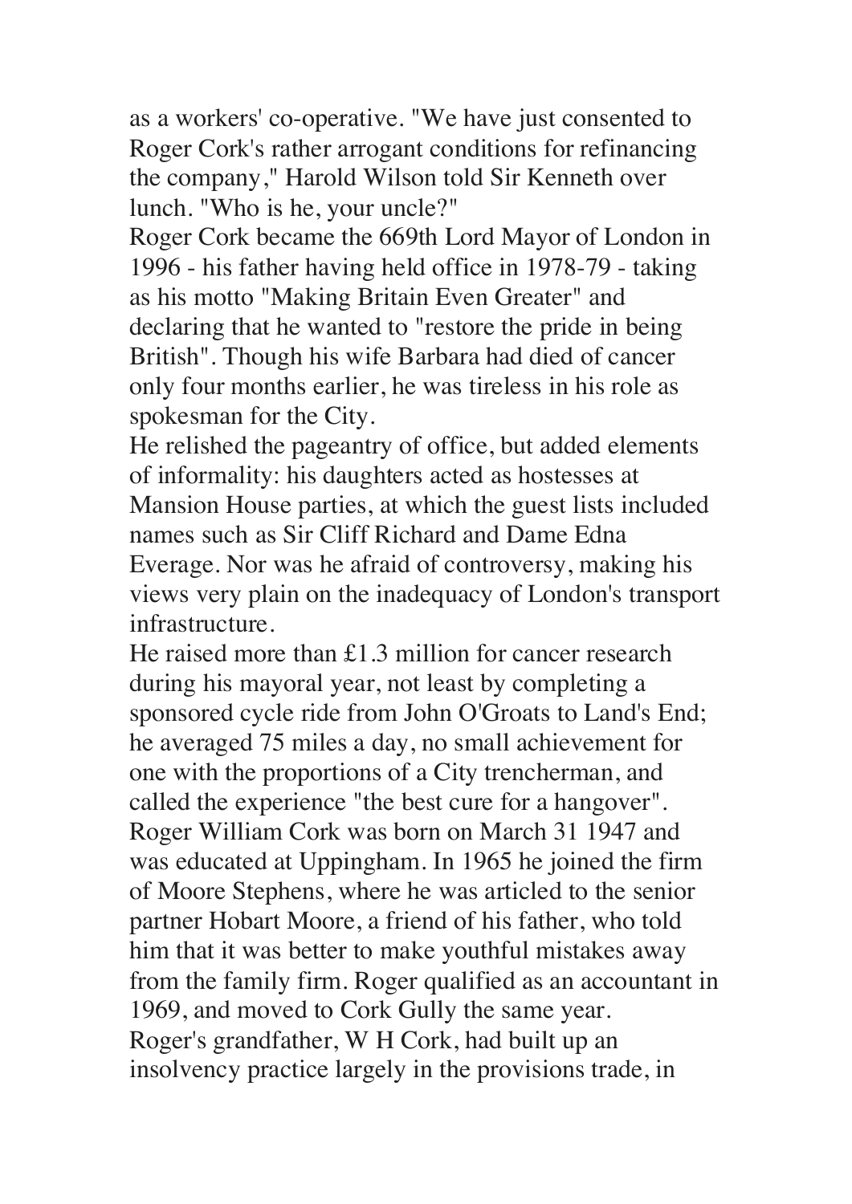as a workers' co-operative. "We have just consented to Roger Cork's rather arrogant conditions for refinancing the company," Harold Wilson told Sir Kenneth over lunch. "Who is he, your uncle?"

Roger Cork became the 669th Lord Mayor of London in 1996 - his father having held office in 1978-79 - taking as his motto "Making Britain Even Greater" and declaring that he wanted to "restore the pride in being British". Though his wife Barbara had died of cancer only four months earlier, he was tireless in his role as spokesman for the City.

He relished the pageantry of office, but added elements of informality: his daughters acted as hostesses at Mansion House parties, at which the guest lists included names such as Sir Cliff Richard and Dame Edna Everage. Nor was he afraid of controversy, making his views very plain on the inadequacy of London's transport infrastructure.

He raised more than £1.3 million for cancer research during his mayoral year, not least by completing a sponsored cycle ride from John O'Groats to Land's End; he averaged 75 miles a day, no small achievement for one with the proportions of a City trencherman, and called the experience "the best cure for a hangover".

Roger William Cork was born on March 31 1947 and was educated at Uppingham. In 1965 he joined the firm of Moore Stephens, where he was articled to the senior partner Hobart Moore, a friend of his father, who told him that it was better to make youthful mistakes away from the family firm. Roger qualified as an accountant in 1969, and moved to Cork Gully the same year.

Roger's grandfather, W H Cork, had built up an insolvency practice largely in the provisions trade, in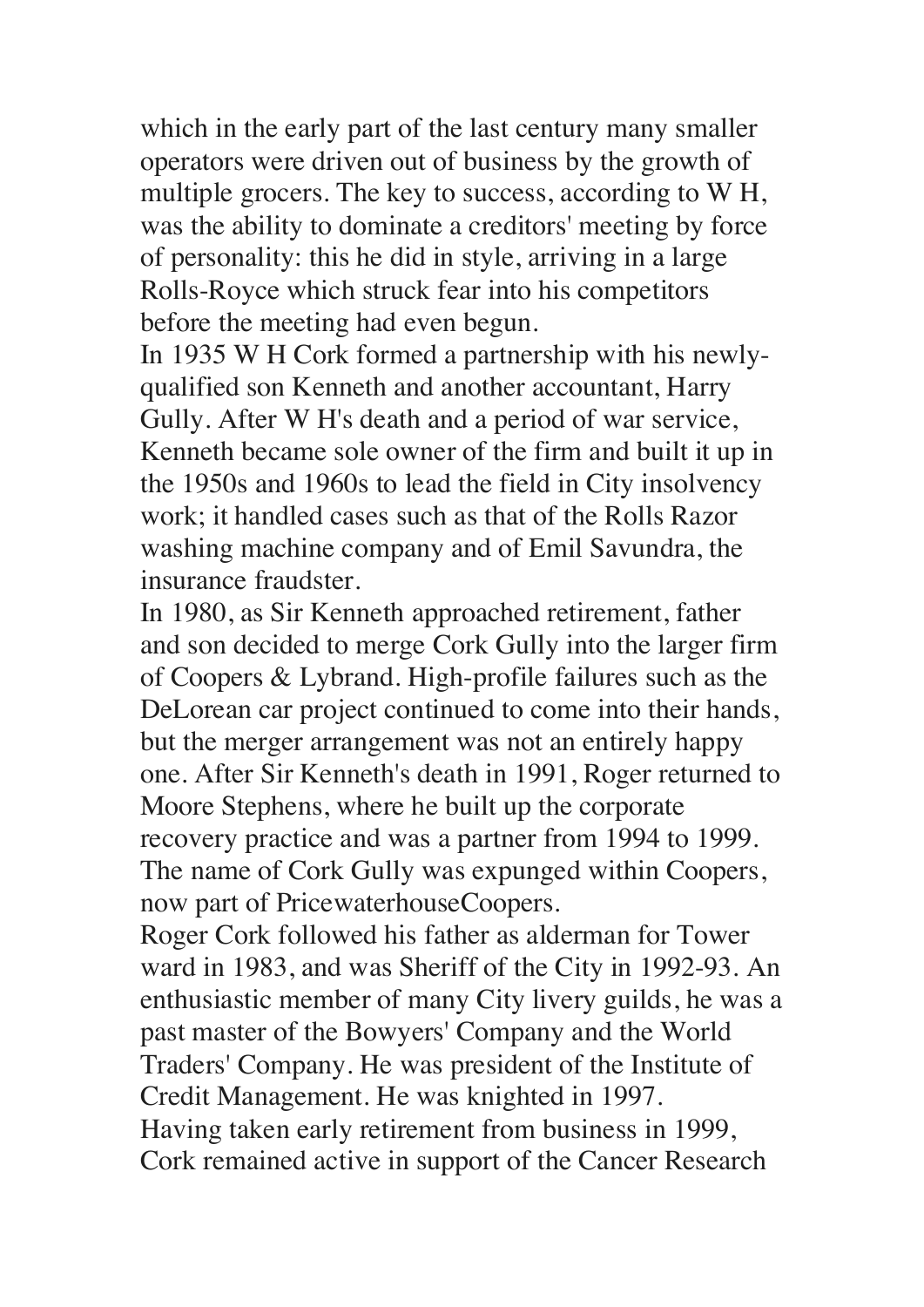which in the early part of the last century many smaller operators were driven out of business by the growth of multiple grocers. The key to success, according to W H, was the ability to dominate a creditors' meeting by force of personality: this he did in style, arriving in a large Rolls-Royce which struck fear into his competitors before the meeting had even begun.

In 1935 W H Cork formed a partnership with his newly-qualified son Kenneth and another accountant, Harry Gully. After W H's death and a period of war service, Kenneth became sole owner of the firm and built it up in the 1950s and 1960s to lead the field in City insolvency work; it handled cases such as that of the Rolls Razor washing machine company and of Emil Savundra, the insurance fraudster.

In 1980, as Sir Kenneth approached retirement, father and son decided to merge Cork Gully into the larger firm of Coopers & Lybrand. High-profile failures such as the DeLorean car project continued to come into their hands, but the merger arrangement was not an entirely happy one. After Sir Kenneth's death in 1991, Roger returned to Moore Stephens, where he built up the corporate recovery practice and was a partner from 1994 to 1999. The name of Cork Gully was expunged within Coopers, now part of PricewaterhouseCoopers.

Roger Cork followed his father as alderman for Tower ward in 1983, and was Sheriff of the City in 1992-93. An enthusiastic member of many City livery guilds, he was a past master of the Bowyers' Company and the World Traders' Company. He was president of the Institute of Credit Management. He was knighted in 1997.

Having taken early retirement from business in 1999, Cork remained active in support of the Cancer Research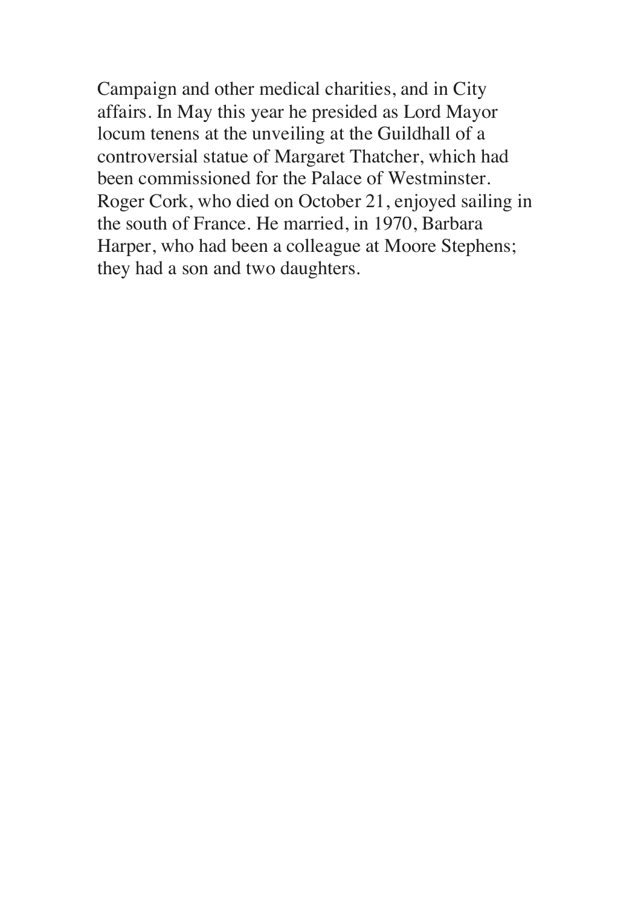Campaign and other medical charities, and in City affairs. In May this year he presided as Lord Mayor locum tenens at the unveiling at the Guildhall of a controversial statue of Margaret Thatcher, which had been commissioned for the Palace of Westminster. Roger Cork, who died on October 21, enjoyed sailing in the south of France. He married, in 1970, Barbara Harper, who had been a colleague at Moore Stephens; they had a son and two daughters.